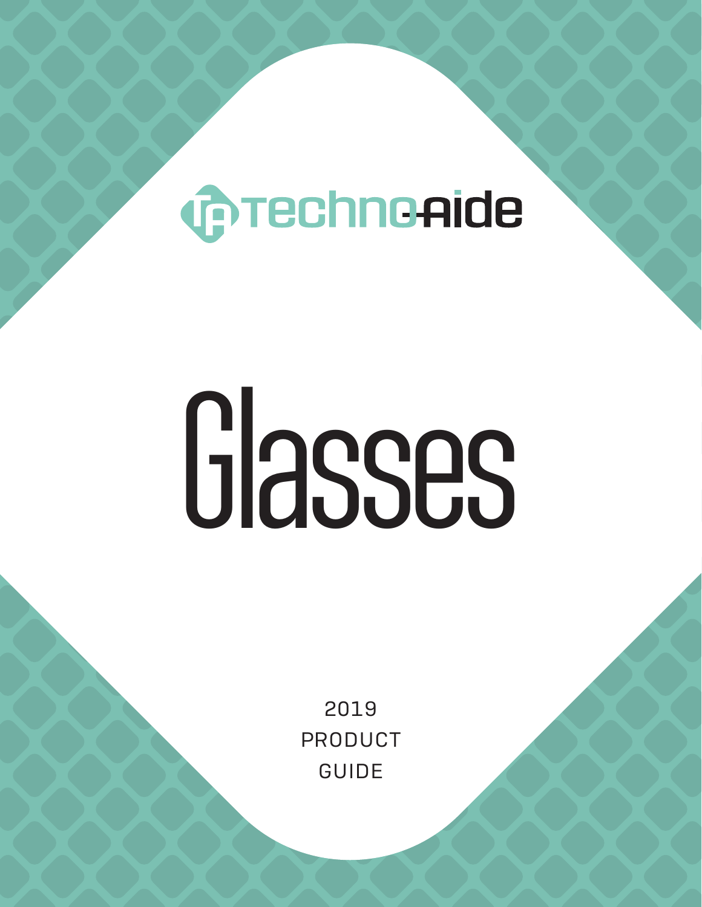Techno-Aide

# Glasses

2019
PRODUCT
GUIDE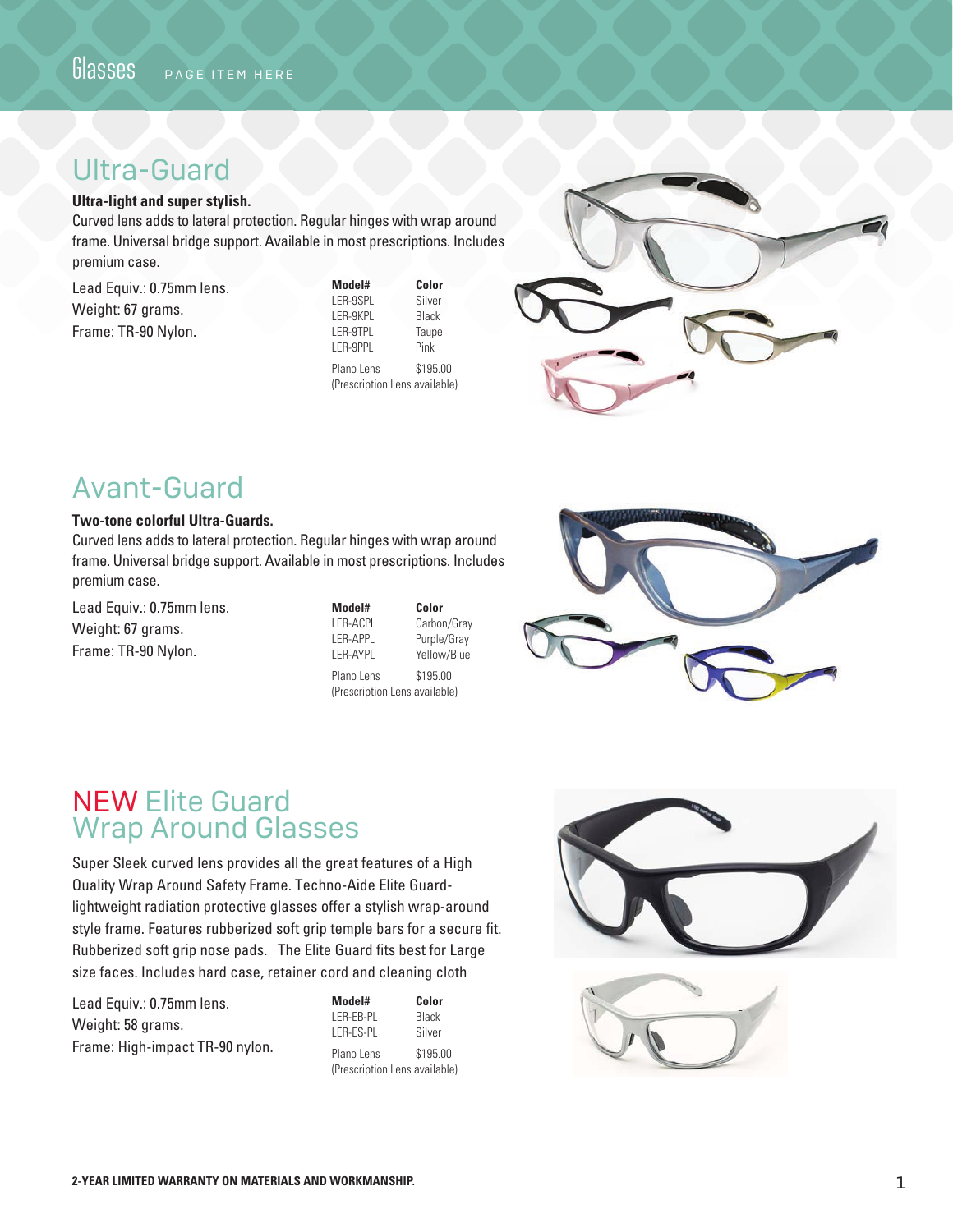# Ultra-Guard

**Ultra-light and super stylish.**

Curved lens adds to lateral protection. Regular hinges with wrap around frame. Universal bridge support. Available in most prescriptions. Includes premium case.

Lead Equiv.: 0.75mm lens.
Weight: 67 grams.
Frame: TR-90 Nylon.

| Model# | Color |
|---|---|
| LER-9SPL | Silver |
| LER-9KPL | Black |
| LER-9TPL | Taupe |
| LER-9PPL | Pink |
| Plano Lens | $195.00 |

(Prescription Lens available)

# Avant-Guard

**Two-tone colorful Ultra-Guards.**

Curved lens adds to lateral protection. Regular hinges with wrap around frame. Universal bridge support. Available in most prescriptions. Includes premium case.

Lead Equiv.: 0.75mm lens.
Weight: 67 grams.
Frame: TR-90 Nylon.

| Model# | Color |
|---|---|
| LER-ACPL | Carbon/Gray |
| LER-APPL | Purple/Gray |
| LER-AYPL | Yellow/Blue |
| Plano Lens | $195.00 |

(Prescription Lens available)

# NEW Elite Guard Wrap Around Glasses

Super Sleek curved lens provides all the great features of a High Quality Wrap Around Safety Frame. Techno-Aide Elite Guard-lightweight radiation protective glasses offer a stylish wrap-around style frame. Features rubberized soft grip temple bars for a secure fit. Rubberized soft grip nose pads. The Elite Guard fits best for Large size faces. Includes hard case, retainer cord and cleaning cloth

Lead Equiv.: 0.75mm lens.
Weight: 58 grams.
Frame: High-impact TR-90 nylon.

| Model# | Color |
|---|---|
| LER-EB-PL | Black |
| LER-ES-PL | Silver |
| Plano Lens | $195.00 |

(Prescription Lens available)

**2-YEAR LIMITED WARRANTY ON MATERIALS AND WORKMANSHIP.**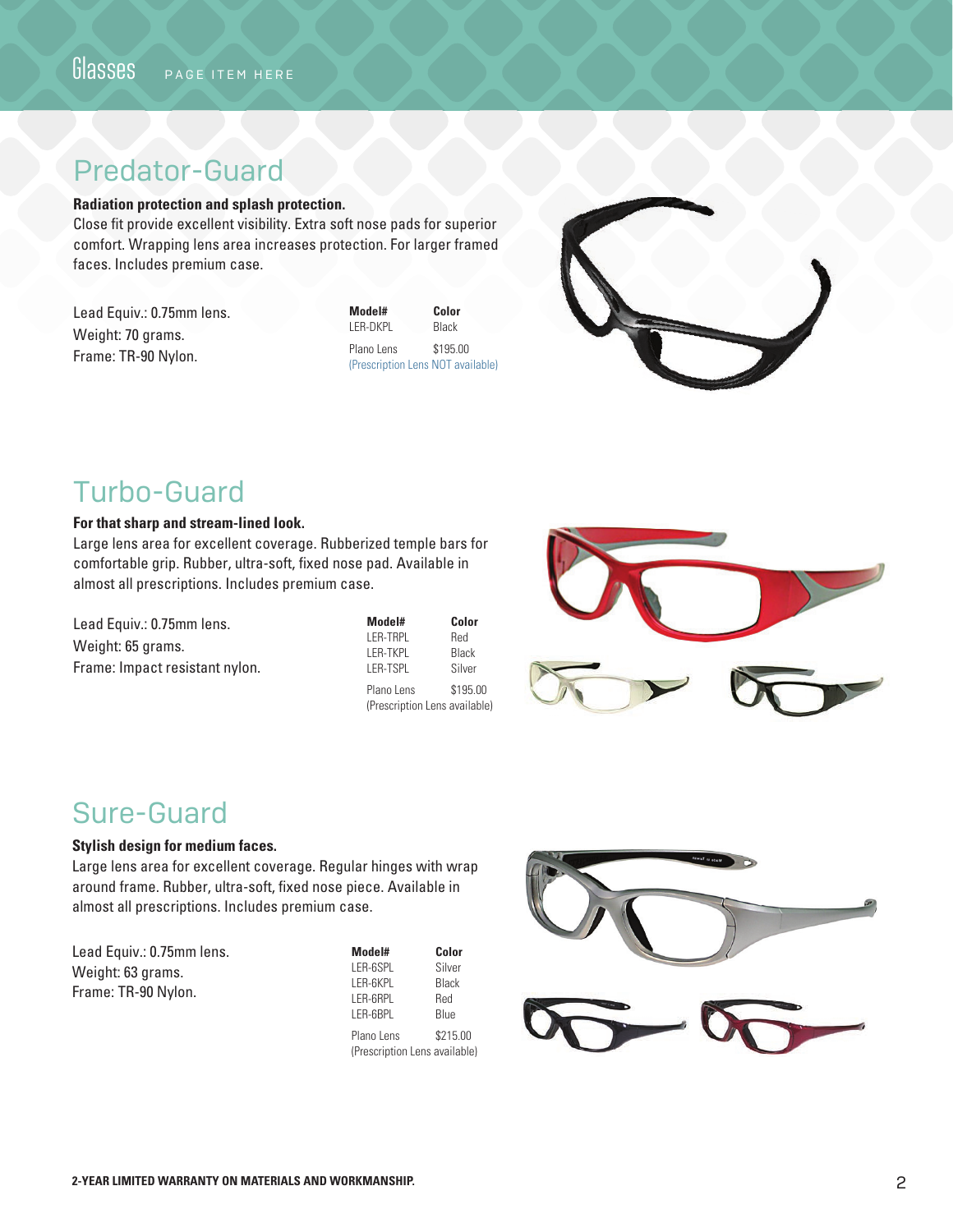## Predator-Guard

**Radiation protection and splash protection.**
Close fit provide excellent visibility. Extra soft nose pads for superior comfort. Wrapping lens area increases protection. For larger framed faces. Includes premium case.

Lead Equiv.: 0.75mm lens.
Weight: 70 grams.
Frame: TR-90 Nylon.

| Model# | Color |
|---|---|
| LER-DKPL | Black |
| Plano Lens | $195.00 |

(Prescription Lens NOT available)

## Turbo-Guard

**For that sharp and stream-lined look.**
Large lens area for excellent coverage. Rubberized temple bars for comfortable grip. Rubber, ultra-soft, fixed nose pad. Available in almost all prescriptions. Includes premium case.

Lead Equiv.: 0.75mm lens.
Weight: 65 grams.
Frame: Impact resistant nylon.

| Model# | Color |
|---|---|
| LER-TRPL | Red |
| LER-TKPL | Black |
| LER-TSPL | Silver |
| Plano Lens | $195.00 |

(Prescription Lens available)

## Sure-Guard

**Stylish design for medium faces.**
Large lens area for excellent coverage. Regular hinges with wrap around frame. Rubber, ultra-soft, fixed nose piece. Available in almost all prescriptions. Includes premium case.

Lead Equiv.: 0.75mm lens.
Weight: 63 grams.
Frame: TR-90 Nylon.

| Model# | Color |
|---|---|
| LER-6SPL | Silver |
| LER-6KPL | Black |
| LER-6RPL | Red |
| LER-6BPL | Blue |
| Plano Lens | $215.00 |

(Prescription Lens available)

**2-YEAR LIMITED WARRANTY ON MATERIALS AND WORKMANSHIP.**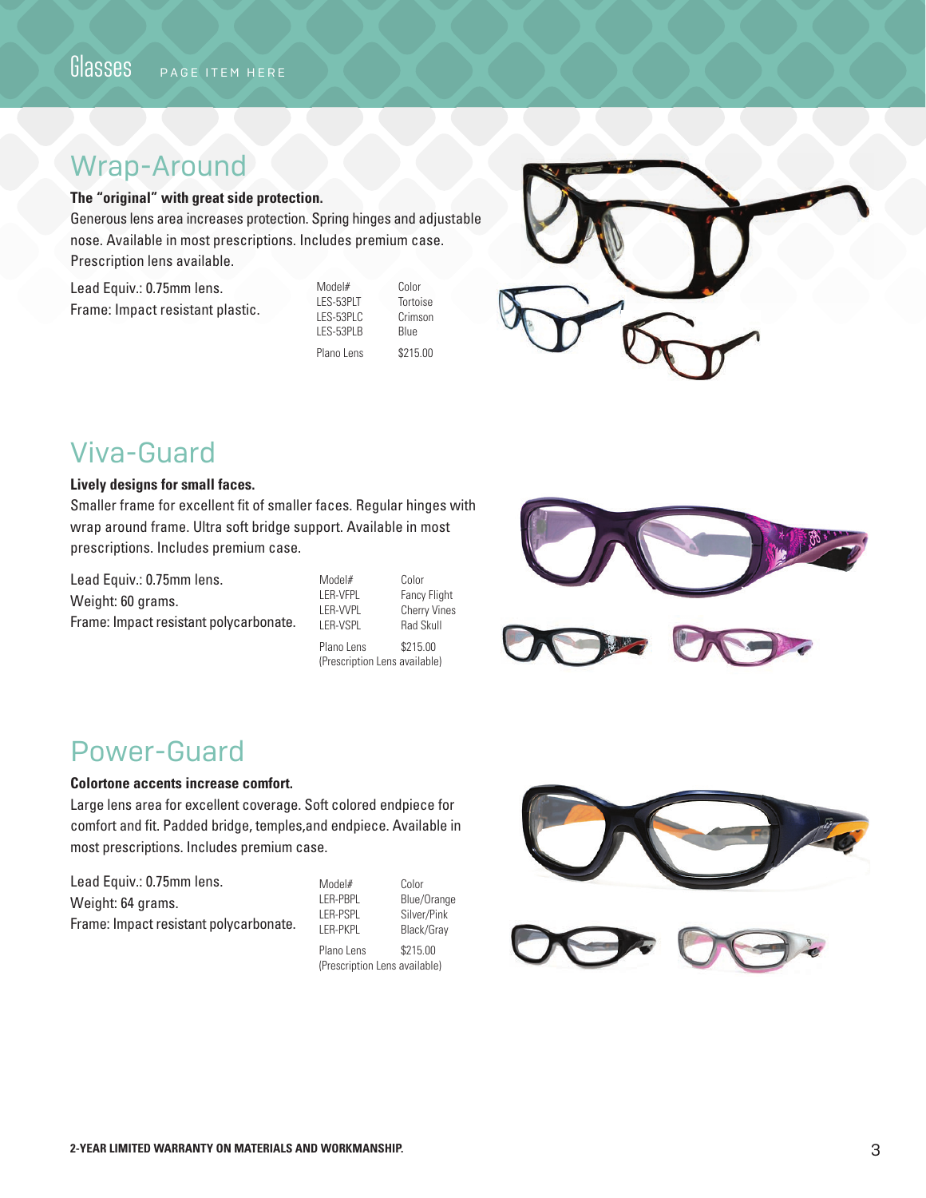## Wrap-Around

**The "original" with great side protection.**
Generous lens area increases protection. Spring hinges and adjustable nose. Available in most prescriptions. Includes premium case. Prescription lens available.

Lead Equiv.: 0.75mm lens.
Frame: Impact resistant plastic.

| Model# | Color |
|---|---|
| LES-53PLT | Tortoise |
| LES-53PLC | Crimson |
| LES-53PLB | Blue |
| Plano Lens | $215.00 |

## Viva-Guard

**Lively designs for small faces.**
Smaller frame for excellent fit of smaller faces. Regular hinges with wrap around frame. Ultra soft bridge support. Available in most prescriptions. Includes premium case.

Lead Equiv.: 0.75mm lens.
Weight: 60 grams.
Frame: Impact resistant polycarbonate.

| Model# | Color |
|---|---|
| LER-VFPL | Fancy Flight |
| LER-VVPL | Cherry Vines |
| LER-VSPL | Rad Skull |
| Plano Lens | $215.00 |

(Prescription Lens available)

## Power-Guard

**Colortone accents increase comfort.**
Large lens area for excellent coverage. Soft colored endpiece for comfort and fit. Padded bridge, temples,and endpiece. Available in most prescriptions. Includes premium case.

Lead Equiv.: 0.75mm lens.
Weight: 64 grams.
Frame: Impact resistant polycarbonate.

| Model# | Color |
|---|---|
| LER-PBPL | Blue/Orange |
| LER-PSPL | Silver/Pink |
| LER-PKPL | Black/Gray |
| Plano Lens | $215.00 |

(Prescription Lens available)

**2-YEAR LIMITED WARRANTY ON MATERIALS AND WORKMANSHIP.**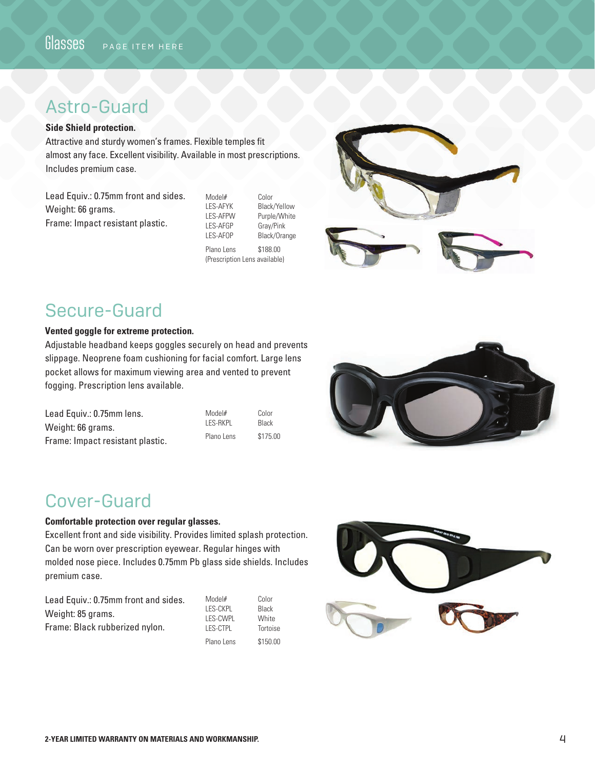## Astro-Guard

**Side Shield protection.**
Attractive and sturdy women's frames. Flexible temples fit almost any face. Excellent visibility. Available in most prescriptions. Includes premium case.

Lead Equiv.: 0.75mm front and sides.
Weight: 66 grams.
Frame: Impact resistant plastic.

| Model# | Color |
|---|---|
| LES-AFYK | Black/Yellow |
| LES-AFPW | Purple/White |
| LES-AFGP | Gray/Pink |
| LES-AFOP | Black/Orange |
| Plano Lens | $188.00 |

(Prescription Lens available)

## Secure-Guard

**Vented goggle for extreme protection.**
Adjustable headband keeps goggles securely on head and prevents slippage. Neoprene foam cushioning for facial comfort. Large lens pocket allows for maximum viewing area and vented to prevent fogging. Prescription lens available.

Lead Equiv.: 0.75mm lens.
Weight: 66 grams.
Frame: Impact resistant plastic.

| Model# | Color |
|---|---|
| LES-RKPL | Black |
| Plano Lens | $175.00 |

## Cover-Guard

**Comfortable protection over regular glasses.**
Excellent front and side visibility. Provides limited splash protection. Can be worn over prescription eyewear. Regular hinges with molded nose piece. Includes 0.75mm Pb glass side shields. Includes premium case.

Lead Equiv.: 0.75mm front and sides.
Weight: 85 grams.
Frame: Black rubberized nylon.

| Model# | Color |
|---|---|
| LES-CKPL | Black |
| LES-CWPL | White |
| LES-CTPL | Tortoise |
| Plano Lens | $150.00 |

**2-YEAR LIMITED WARRANTY ON MATERIALS AND WORKMANSHIP.**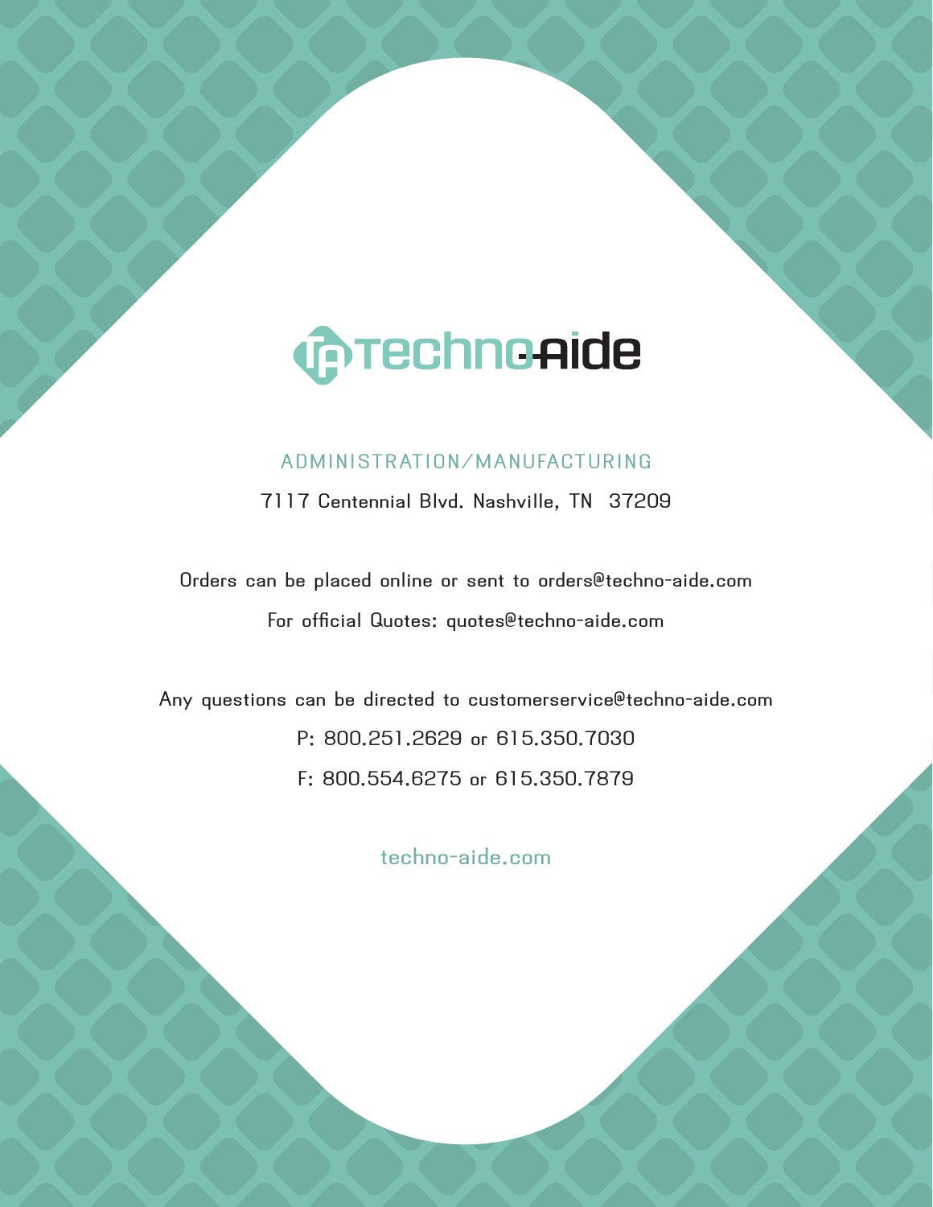# TechnoAide

ADMINISTRATION/MANUFACTURING

7117 Centennial Blvd. Nashville, TN 37209

Orders can be placed online or sent to orders@techno-aide.com

For official Quotes: quotes@techno-aide.com

Any questions can be directed to customerservice@techno-aide.com

P: 800.251.2629 or 615.350.7030

F: 800.554.6275 or 615.350.7879

techno-aide.com